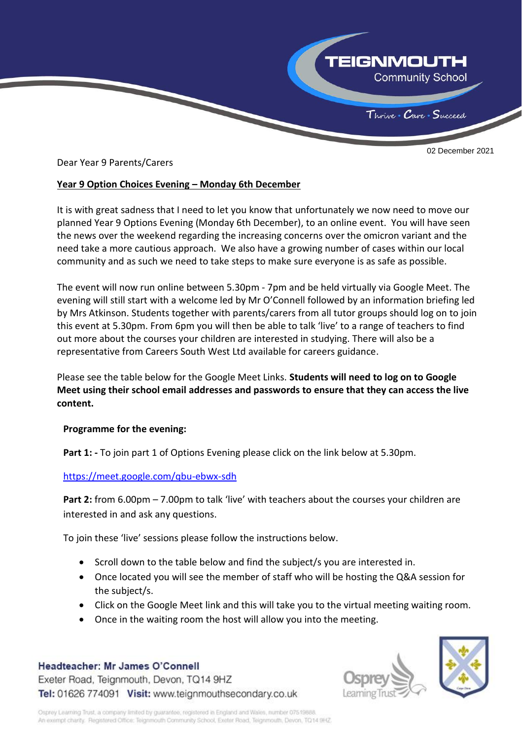02 December 2021

Dear Year 9 Parents/Carers

**Year 9 Option Choices Evening – Monday 6th December**

It is with great sadness that I need to let you know that unfortunately we now need to move our planned Year 9 Options Evening (Monday 6th December), to an online event. You will have seen the news over the weekend regarding the increasing concerns over the omicron variant and the need take a more cautious approach. We also have a growing number of cases within our local community and as such we need to take steps to make sure everyone is as safe as possible.

The event will now run online between 5.30pm - 7pm and be held virtually via Google Meet. The evening will still start with a welcome led by Mr O'Connell followed by an information briefing led by Mrs Atkinson. Students together with parents/carers from all tutor groups should log on to join this event at 5.30pm. From 6pm you will then be able to talk 'live' to a range of teachers to find out more about the courses your children are interested in studying. There will also be a representative from Careers South West Ltd available for careers guidance.

Please see the table below for the Google Meet Links. **Students will need to log on to Google Meet using their school email addresses and passwords to ensure that they can access the live content.**

**Programme for the evening:**

**Part 1: -** To join part 1 of Options Evening please click on the link below at 5.30pm.

https://meet.google.com/qbu-ebwx-sdh

**Part 2:** from 6.00pm – 7.00pm to talk 'live' with teachers about the courses your children are interested in and ask any questions.

To join these 'live' sessions please follow the instructions below.

- Scroll down to the table below and find the subject/s you are interested in.
- Once located you will see the member of staff who will be hosting the Q&A session for the subject/s.
- Click on the Google Meet link and this will take you to the virtual meeting waiting room.
- Once in the waiting room the host will allow you into the meeting.

Headteacher: Mr James O'Connell
Exeter Road, Teignmouth, Devon, TQ14 9HZ
Tel: 01626 774091 Visit: www.teignmouthsecondary.co.uk

Osprey Learning Trust, a company limited by guarantee, registered in England and Wales, number 07519888.
An exempt charity. Registered Office: Teignmouth Community School, Exeter Road, Teignmouth, Devon, TQ14 9HZ.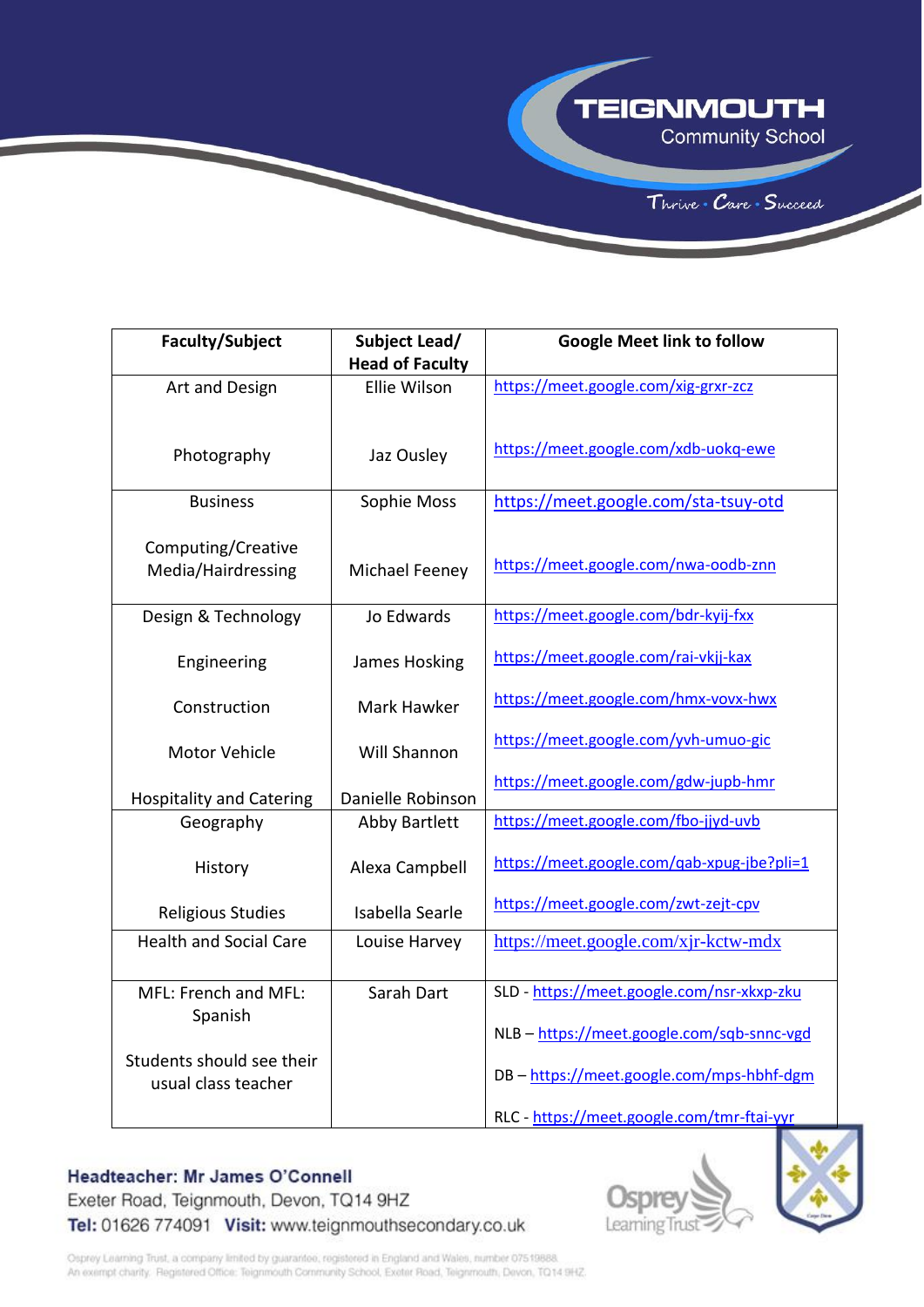| Faculty/Subject | Subject Lead/ Head of Faculty | Google Meet link to follow |
|---|---|---|
| Art and Design | Ellie Wilson | https://meet.google.com/xig-grxr-zcz |
| Photography | Jaz Ousley | https://meet.google.com/xdb-uokq-ewe |
| Business | Sophie Moss | https://meet.google.com/sta-tsuy-otd |
| Computing/Creative Media/Hairdressing | Michael Feeney | https://meet.google.com/nwa-oodb-znn |
| Design & Technology | Jo Edwards | https://meet.google.com/bdr-kyij-fxx |
| Engineering | James Hosking | https://meet.google.com/rai-vkjj-kax |
| Construction | Mark Hawker | https://meet.google.com/hmx-vovx-hwx |
| Motor Vehicle | Will Shannon | https://meet.google.com/yvh-umuo-gic |
| Hospitality and Catering | Danielle Robinson | https://meet.google.com/gdw-jupb-hmr |
| Geography | Abby Bartlett | https://meet.google.com/fbo-jjyd-uvb |
| History | Alexa Campbell | https://meet.google.com/qab-xpug-jbe?pli=1 |
| Religious Studies | Isabella Searle | https://meet.google.com/zwt-zejt-cpv |
| Health and Social Care | Louise Harvey | https://meet.google.com/xjr-kctw-mdx |
| MFL: French and MFL: Spanish<br><br>Students should see their usual class teacher | Sarah Dart | SLD - https://meet.google.com/nsr-xkxp-zku<br><br>NLB – https://meet.google.com/sqb-snnc-vgd<br><br>DB – https://meet.google.com/mps-hbhf-dgm<br><br>RLC - https://meet.google.com/tmr-ftai-yyr |

**Headteacher: Mr James O'Connell**
Exeter Road, Teignmouth, Devon, TQ14 9HZ
**Tel:** 01626 774091 **Visit:** www.teignmouthsecondary.co.uk

Osprey Learning Trust, a company limited by guarantee, registered in England and Wales, number 07519888.
An exempt charity. Registered Office: Teignmouth Community School, Exeter Road, Teignmouth, Devon, TQ14 9HZ.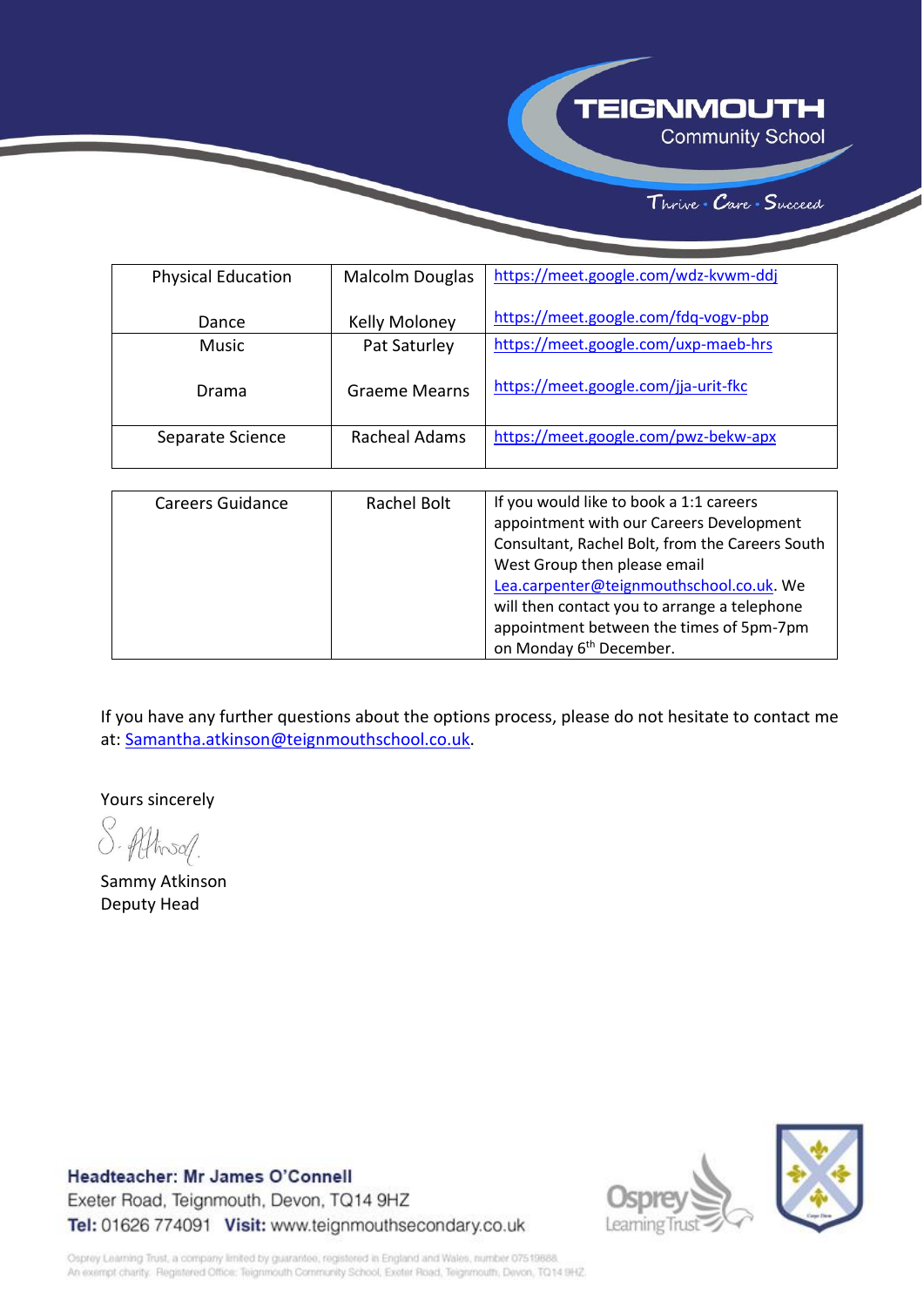| | | |
|---|---|---|
| Physical Education<br><br>Dance | Malcolm Douglas<br><br>Kelly Moloney | https://meet.google.com/wdz-kvwm-ddj<br><br>https://meet.google.com/fdq-vogv-pbp |
| Music<br><br>Drama | Pat Saturley<br><br>Graeme Mearns | https://meet.google.com/uxp-maeb-hrs<br><br>https://meet.google.com/jja-urit-fkc |
| Separate Science | Racheal Adams | https://meet.google.com/pwz-bekw-apx |

| | | |
|---|---|---|
| Careers Guidance | Rachel Bolt | If you would like to book a 1:1 careers appointment with our Careers Development Consultant, Rachel Bolt, from the Careers South West Group then please email Lea.carpenter@teignmouthschool.co.uk. We will then contact you to arrange a telephone appointment between the times of 5pm-7pm on Monday 6th December. |

If you have any further questions about the options process, please do not hesitate to contact me at: Samantha.atkinson@teignmouthschool.co.uk.

Yours sincerely

S. Atkinson

Sammy Atkinson
Deputy Head

**Headteacher: Mr James O'Connell**
Exeter Road, Teignmouth, Devon, TQ14 9HZ
**Tel:** 01626 774091 **Visit:** www.teignmouthsecondary.co.uk

Osprey Learning Trust, a company limited by guarantee, registered in England and Wales, number 07519888.
An exempt charity. Registered Office: Teignmouth Community School, Exeter Road, Teignmouth, Devon, TQ14 9HZ.